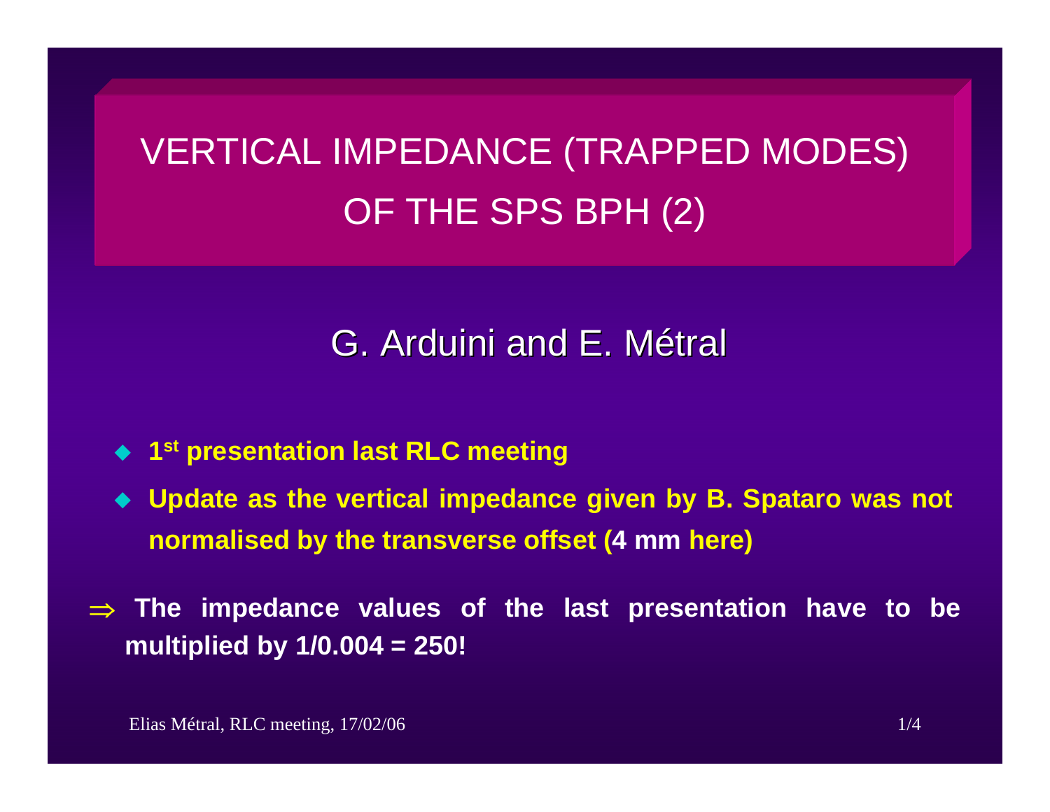# VERTICAL IMPEDANCE (TRAPPED MODES) OF THE SPS BPH (2)

## G. Arduini and E. Métral

- **1st presentation last RLC meeting**
- **Update as the vertical impedance given by B. Spataro was not normalised by the transverse offset (4 mm here)**

$\Rightarrow$ **The impedance values of the last presentation have to be multiplied by 1/0.004 = 250!**

Elias Métral, RLC meeting, 17/02/06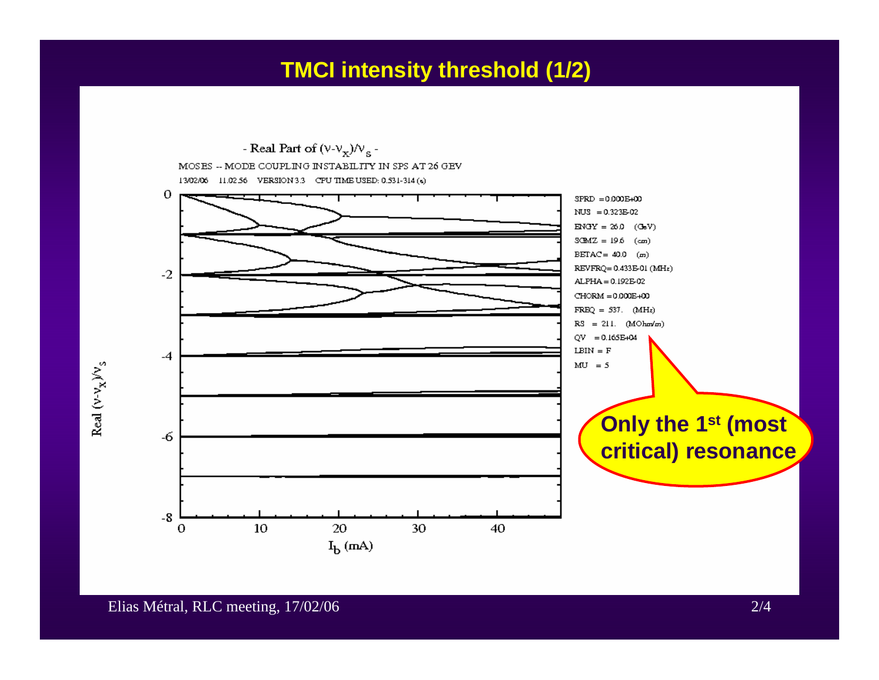# TMCI intensity threshold (1/2)

- Real Part of $(\nu-\nu_x)/\nu_s$ -

MOSES -- MODE COUPLING INSTABILITY IN SPS AT 26 GEV

13/02/06 11.02.56 VERSION 3.3 CPU TIME USED: 0.531-314 (s)

SPRD = 0.000E+00
NUS = 0.323E-02
ENGY = 26.0 (GeV)
SGMZ = 19.6 (cm)
BETAC = 40.0 (m)
REVFRQ = 0.433E-01 (MHz)
ALPHA = 0.192E-02
CHORM = 0.000E+00
FREQ = 537. (MHz)
RS = 211. (MOhm/m)
QV = 0.165E+04
LBIN = F
MU = 5

Real $(\nu-\nu_x)/\nu_s$

$I_b$ (mA)

**Only the 1st (most critical) resonance**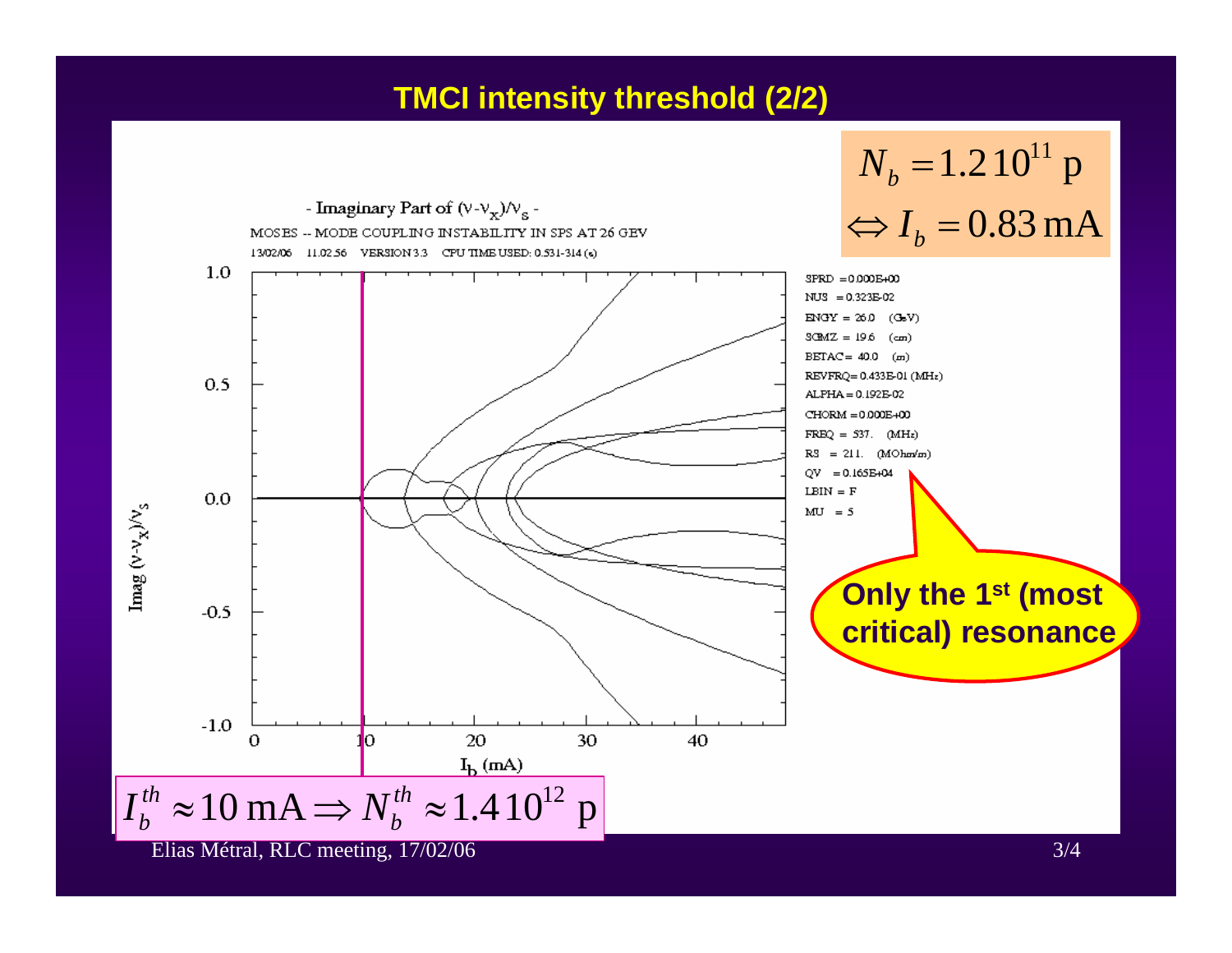# TMCI intensity threshold (2/2)

$$N_b = 1.2\,10^{11}\ \text{p}$$
$$\Leftrightarrow I_b = 0.83\,\text{mA}$$

- Imaginary Part of $(\nu-\nu_x)/\nu_s$ -

MOSES -- MODE COUPLING INSTABILITY IN SPS AT 26 GEV

13/02/06 11.02.56 VERSION 3.3 CPU TIME USED: 0.531-314 (s)

SPRD = 0.000E+00
NUS = 0.323E-02
ENGY = 26.0 (GeV)
SGMZ = 19.6 (cm)
BETAC = 40.0 (m)
REVFRQ = 0.433E-01 (MHz)
ALPHA = 0.192E-02
CHORM = 0.000E+00
FREQ = 537. (MHz)
RS = 211. (MOhm/m)
QV = 0.165E+04
LBIN = F
MU = 5

**Only the 1st (most critical) resonance**

$$I_b^{th} \approx 10\,\text{mA} \Rightarrow N_b^{th} \approx 1.4\,10^{12}\ \text{p}$$

Elias Métral, RLC meeting, 17/02/06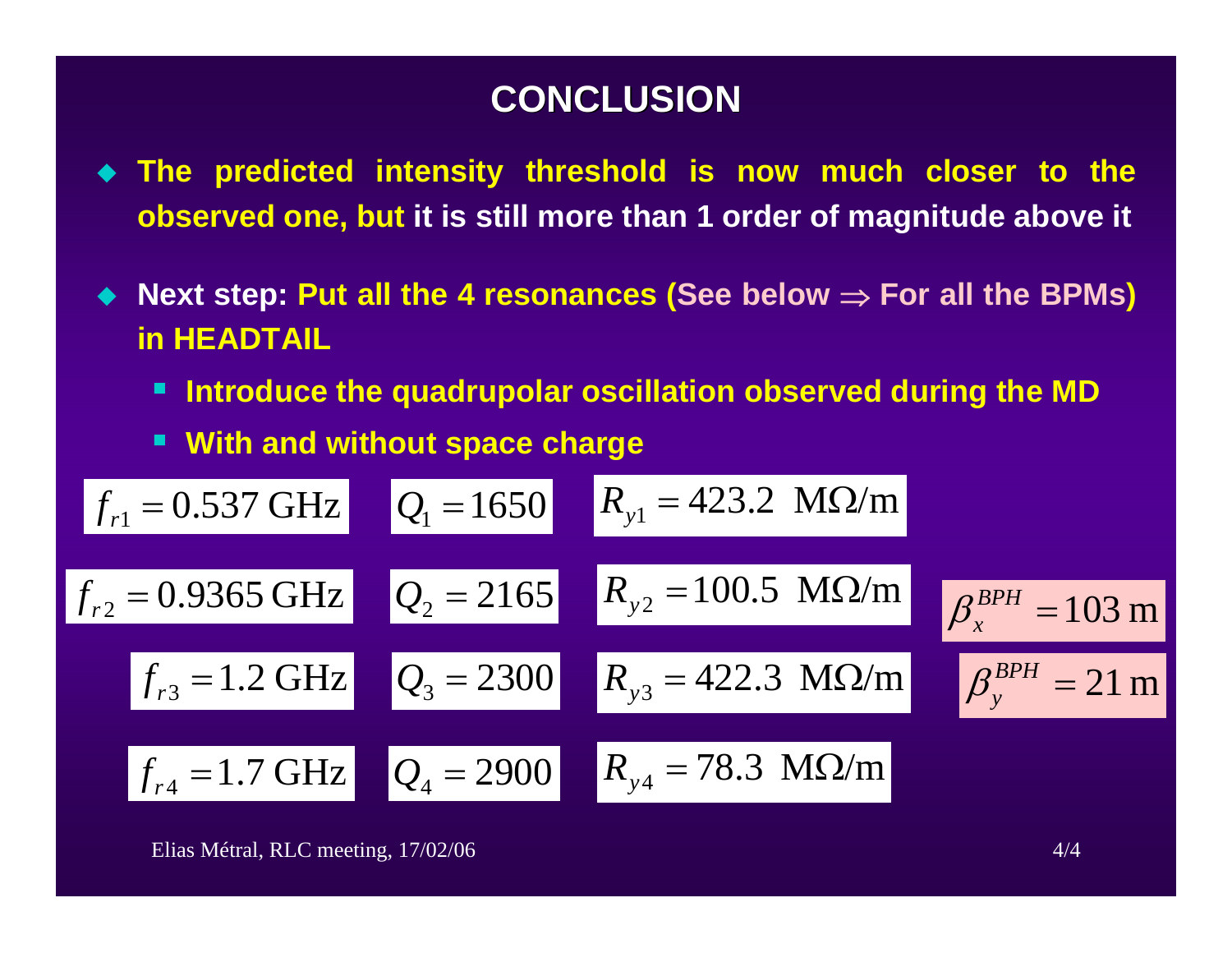# CONCLUSION

- The predicted intensity threshold is now much closer to the observed one, but it is still more than 1 order of magnitude above it

- Next step: Put all the 4 resonances (See below $\Rightarrow$ For all the BPMs) in HEADTAIL
  - Introduce the quadrupolar oscillation observed during the MD
  - With and without space charge

$f_{r1} = 0.537$ GHz &nbsp;&nbsp; $Q_1 = 1650$ &nbsp;&nbsp; $R_{y1} = 423.2$ MΩ/m

$f_{r2} = 0.9365$ GHz &nbsp;&nbsp; $Q_2 = 2165$ &nbsp;&nbsp; $R_{y2} = 100.5$ MΩ/m &nbsp;&nbsp; $\beta_x^{BPH} = 103$ m

$f_{r3} = 1.2$ GHz &nbsp;&nbsp; $Q_3 = 2300$ &nbsp;&nbsp; $R_{y3} = 422.3$ MΩ/m &nbsp;&nbsp; $\beta_y^{BPH} = 21$ m

$f_{r4} = 1.7$ GHz &nbsp;&nbsp; $Q_4 = 2900$ &nbsp;&nbsp; $R_{y4} = 78.3$ MΩ/m

Elias Métral, RLC meeting, 17/02/06